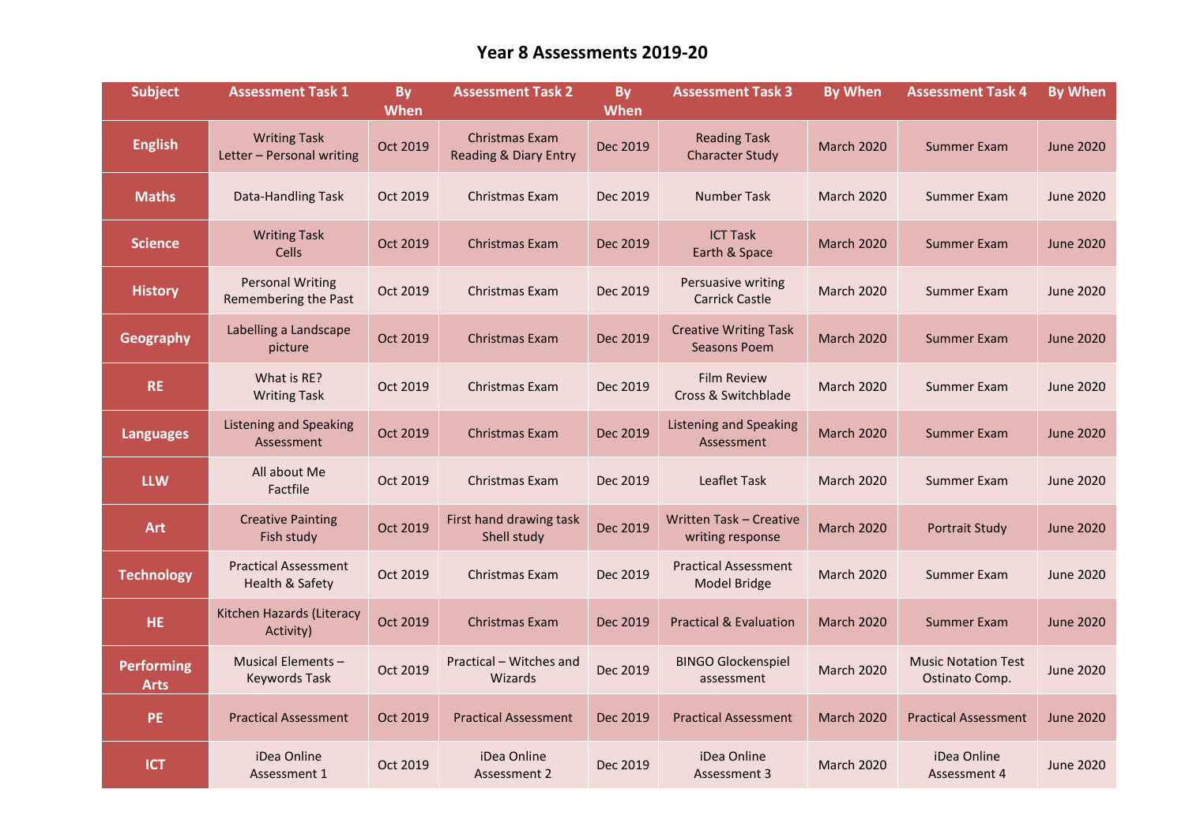# Year 8 Assessments 2019-20

| Subject | Assessment Task 1 | By When | Assessment Task 2 | By When | Assessment Task 3 | By When | Assessment Task 4 | By When |
|---|---|---|---|---|---|---|---|---|
| **English** | Writing Task Letter – Personal writing | Oct 2019 | Christmas Exam Reading & Diary Entry | Dec 2019 | Reading Task Character Study | March 2020 | Summer Exam | June 2020 |
| **Maths** | Data-Handling Task | Oct 2019 | Christmas Exam | Dec 2019 | Number Task | March 2020 | Summer Exam | June 2020 |
| **Science** | Writing Task Cells | Oct 2019 | Christmas Exam | Dec 2019 | ICT Task Earth & Space | March 2020 | Summer Exam | June 2020 |
| **History** | Personal Writing Remembering the Past | Oct 2019 | Christmas Exam | Dec 2019 | Persuasive writing Carrick Castle | March 2020 | Summer Exam | June 2020 |
| **Geography** | Labelling a Landscape picture | Oct 2019 | Christmas Exam | Dec 2019 | Creative Writing Task Seasons Poem | March 2020 | Summer Exam | June 2020 |
| **RE** | What is RE? Writing Task | Oct 2019 | Christmas Exam | Dec 2019 | Film Review Cross & Switchblade | March 2020 | Summer Exam | June 2020 |
| **Languages** | Listening and Speaking Assessment | Oct 2019 | Christmas Exam | Dec 2019 | Listening and Speaking Assessment | March 2020 | Summer Exam | June 2020 |
| **LLW** | All about Me Factfile | Oct 2019 | Christmas Exam | Dec 2019 | Leaflet Task | March 2020 | Summer Exam | June 2020 |
| **Art** | Creative Painting Fish study | Oct 2019 | First hand drawing task Shell study | Dec 2019 | Written Task – Creative writing response | March 2020 | Portrait Study | June 2020 |
| **Technology** | Practical Assessment Health & Safety | Oct 2019 | Christmas Exam | Dec 2019 | Practical Assessment Model Bridge | March 2020 | Summer Exam | June 2020 |
| **HE** | Kitchen Hazards (Literacy Activity) | Oct 2019 | Christmas Exam | Dec 2019 | Practical & Evaluation | March 2020 | Summer Exam | June 2020 |
| **Performing Arts** | Musical Elements – Keywords Task | Oct 2019 | Practical – Witches and Wizards | Dec 2019 | BINGO Glockenspiel assessment | March 2020 | Music Notation Test Ostinato Comp. | June 2020 |
| **PE** | Practical Assessment | Oct 2019 | Practical Assessment | Dec 2019 | Practical Assessment | March 2020 | Practical Assessment | June 2020 |
| **ICT** | iDea Online Assessment 1 | Oct 2019 | iDea Online Assessment 2 | Dec 2019 | iDea Online Assessment 3 | March 2020 | iDea Online Assessment 4 | June 2020 |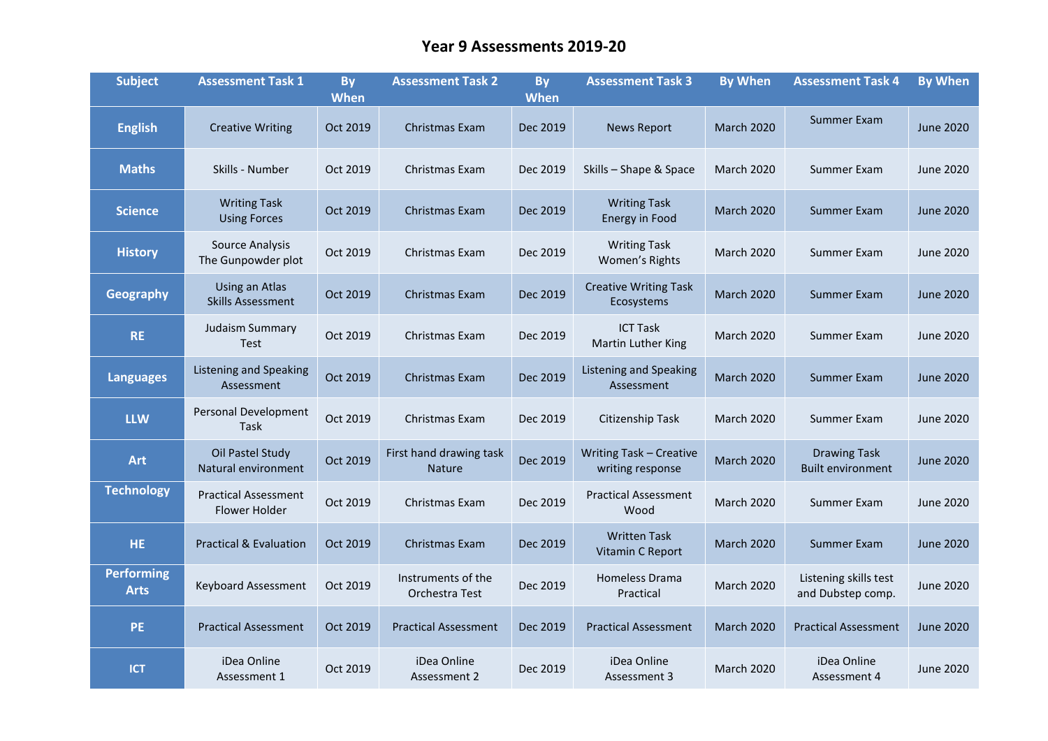# Year 9 Assessments 2019-20

| Subject | Assessment Task 1 | By When | Assessment Task 2 | By When | Assessment Task 3 | By When | Assessment Task 4 | By When |
|---|---|---|---|---|---|---|---|---|
| **English** | Creative Writing | Oct 2019 | Christmas Exam | Dec 2019 | News Report | March 2020 | Summer Exam | June 2020 |
| **Maths** | Skills - Number | Oct 2019 | Christmas Exam | Dec 2019 | Skills – Shape & Space | March 2020 | Summer Exam | June 2020 |
| **Science** | Writing Task Using Forces | Oct 2019 | Christmas Exam | Dec 2019 | Writing Task Energy in Food | March 2020 | Summer Exam | June 2020 |
| **History** | Source Analysis The Gunpowder plot | Oct 2019 | Christmas Exam | Dec 2019 | Writing Task Women's Rights | March 2020 | Summer Exam | June 2020 |
| **Geography** | Using an Atlas Skills Assessment | Oct 2019 | Christmas Exam | Dec 2019 | Creative Writing Task Ecosystems | March 2020 | Summer Exam | June 2020 |
| **RE** | Judaism Summary Test | Oct 2019 | Christmas Exam | Dec 2019 | ICT Task Martin Luther King | March 2020 | Summer Exam | June 2020 |
| **Languages** | Listening and Speaking Assessment | Oct 2019 | Christmas Exam | Dec 2019 | Listening and Speaking Assessment | March 2020 | Summer Exam | June 2020 |
| **LLW** | Personal Development Task | Oct 2019 | Christmas Exam | Dec 2019 | Citizenship Task | March 2020 | Summer Exam | June 2020 |
| **Art** | Oil Pastel Study Natural environment | Oct 2019 | First hand drawing task Nature | Dec 2019 | Writing Task – Creative writing response | March 2020 | Drawing Task Built environment | June 2020 |
| **Technology** | Practical Assessment Flower Holder | Oct 2019 | Christmas Exam | Dec 2019 | Practical Assessment Wood | March 2020 | Summer Exam | June 2020 |
| **HE** | Practical & Evaluation | Oct 2019 | Christmas Exam | Dec 2019 | Written Task Vitamin C Report | March 2020 | Summer Exam | June 2020 |
| **Performing Arts** | Keyboard Assessment | Oct 2019 | Instruments of the Orchestra Test | Dec 2019 | Homeless Drama Practical | March 2020 | Listening skills test and Dubstep comp. | June 2020 |
| **PE** | Practical Assessment | Oct 2019 | Practical Assessment | Dec 2019 | Practical Assessment | March 2020 | Practical Assessment | June 2020 |
| **ICT** | iDea Online Assessment 1 | Oct 2019 | iDea Online Assessment 2 | Dec 2019 | iDea Online Assessment 3 | March 2020 | iDea Online Assessment 4 | June 2020 |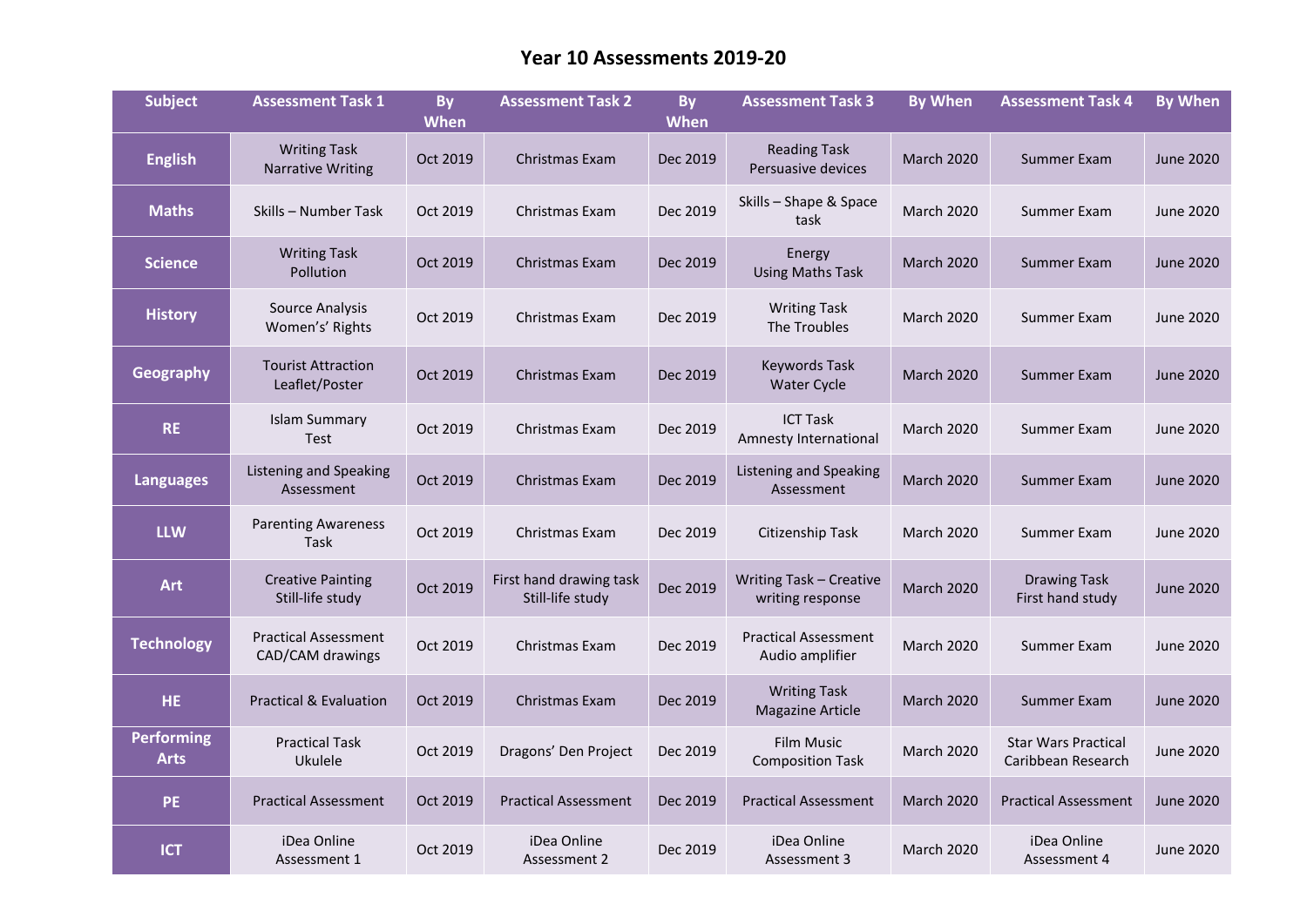# Year 10 Assessments 2019-20

| Subject | Assessment Task 1 | By When | Assessment Task 2 | By When | Assessment Task 3 | By When | Assessment Task 4 | By When |
|---|---|---|---|---|---|---|---|---|
| **English** | Writing Task Narrative Writing | Oct 2019 | Christmas Exam | Dec 2019 | Reading Task Persuasive devices | March 2020 | Summer Exam | June 2020 |
| **Maths** | Skills – Number Task | Oct 2019 | Christmas Exam | Dec 2019 | Skills – Shape & Space task | March 2020 | Summer Exam | June 2020 |
| **Science** | Writing Task Pollution | Oct 2019 | Christmas Exam | Dec 2019 | Energy Using Maths Task | March 2020 | Summer Exam | June 2020 |
| **History** | Source Analysis Women's' Rights | Oct 2019 | Christmas Exam | Dec 2019 | Writing Task The Troubles | March 2020 | Summer Exam | June 2020 |
| **Geography** | Tourist Attraction Leaflet/Poster | Oct 2019 | Christmas Exam | Dec 2019 | Keywords Task Water Cycle | March 2020 | Summer Exam | June 2020 |
| **RE** | Islam Summary Test | Oct 2019 | Christmas Exam | Dec 2019 | ICT Task Amnesty International | March 2020 | Summer Exam | June 2020 |
| **Languages** | Listening and Speaking Assessment | Oct 2019 | Christmas Exam | Dec 2019 | Listening and Speaking Assessment | March 2020 | Summer Exam | June 2020 |
| **LLW** | Parenting Awareness Task | Oct 2019 | Christmas Exam | Dec 2019 | Citizenship Task | March 2020 | Summer Exam | June 2020 |
| **Art** | Creative Painting Still-life study | Oct 2019 | First hand drawing task Still-life study | Dec 2019 | Writing Task – Creative writing response | March 2020 | Drawing Task First hand study | June 2020 |
| **Technology** | Practical Assessment CAD/CAM drawings | Oct 2019 | Christmas Exam | Dec 2019 | Practical Assessment Audio amplifier | March 2020 | Summer Exam | June 2020 |
| **HE** | Practical & Evaluation | Oct 2019 | Christmas Exam | Dec 2019 | Writing Task Magazine Article | March 2020 | Summer Exam | June 2020 |
| **Performing Arts** | Practical Task Ukulele | Oct 2019 | Dragons' Den Project | Dec 2019 | Film Music Composition Task | March 2020 | Star Wars Practical Caribbean Research | June 2020 |
| **PE** | Practical Assessment | Oct 2019 | Practical Assessment | Dec 2019 | Practical Assessment | March 2020 | Practical Assessment | June 2020 |
| **ICT** | iDea Online Assessment 1 | Oct 2019 | iDea Online Assessment 2 | Dec 2019 | iDea Online Assessment 3 | March 2020 | iDea Online Assessment 4 | June 2020 |